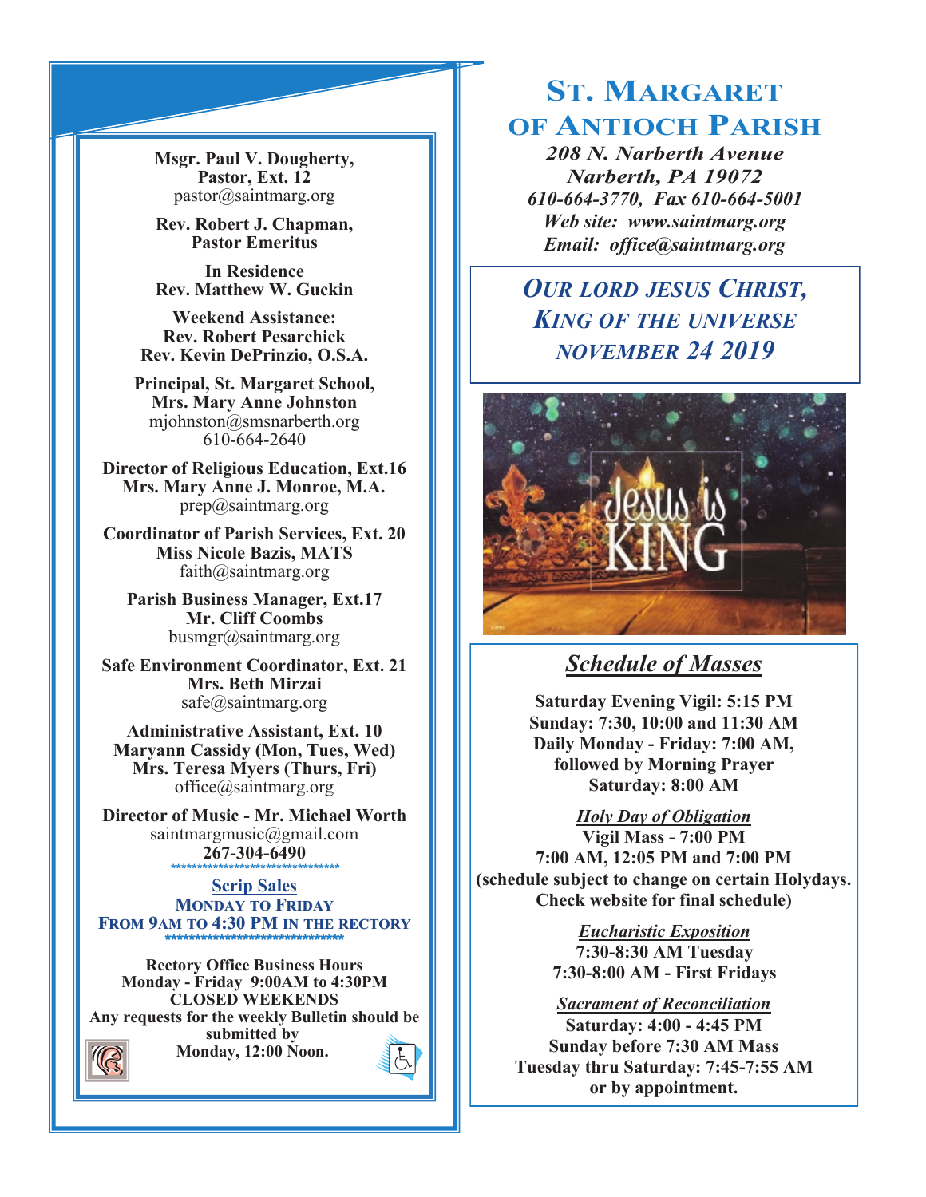# St. Margaret of Antioch Parish

***208 N. Narberth Avenue***
***Narberth, PA 19072***
***610-664-3770, Fax 610-664-5001***
***Web site: www.saintmarg.org***
***Email: office@saintmarg.org***

## *Our Lord Jesus Christ, King of the Universe*
## *November 24 2019*

**Msgr. Paul V. Dougherty, Pastor, Ext. 12**
pastor@saintmarg.org

**Rev. Robert J. Chapman, Pastor Emeritus**

**In Residence**
**Rev. Matthew W. Guckin**

**Weekend Assistance:**
**Rev. Robert Pesarchick**
**Rev. Kevin DePrinzio, O.S.A.**

**Principal, St. Margaret School, Mrs. Mary Anne Johnston**
mjohnston@smsnarberth.org
610-664-2640

**Director of Religious Education, Ext.16**
**Mrs. Mary Anne J. Monroe, M.A.**
prep@saintmarg.org

**Coordinator of Parish Services, Ext. 20**
**Miss Nicole Bazis, MATS**
faith@saintmarg.org

**Parish Business Manager, Ext.17**
**Mr. Cliff Coombs**
busmgr@saintmarg.org

**Safe Environment Coordinator, Ext. 21**
**Mrs. Beth Mirzai**
safe@saintmarg.org

**Administrative Assistant, Ext. 10**
**Maryann Cassidy (Mon, Tues, Wed)**
**Mrs. Teresa Myers (Thurs, Fri)**
office@saintmarg.org

**Director of Music - Mr. Michael Worth**
saintmargmusic@gmail.com
**267-304-6490**

*******************************

**Scrip Sales**
**Monday to Friday**
**From 9am to 4:30 PM in the rectory**

*******************************

**Rectory Office Business Hours**
**Monday - Friday 9:00AM to 4:30PM**
**CLOSED WEEKENDS**
**Any requests for the weekly Bulletin should be submitted by Monday, 12:00 Noon.**

## *Schedule of Masses*

**Saturday Evening Vigil: 5:15 PM**
**Sunday: 7:30, 10:00 and 11:30 AM**
**Daily Monday - Friday: 7:00 AM, followed by Morning Prayer**
**Saturday: 8:00 AM**

***Holy Day of Obligation***
**Vigil Mass - 7:00 PM**
**7:00 AM, 12:05 PM and 7:00 PM**
**(schedule subject to change on certain Holydays. Check website for final schedule)**

***Eucharistic Exposition***
**7:30-8:30 AM Tuesday**
**7:30-8:00 AM - First Fridays**

***Sacrament of Reconciliation***
**Saturday: 4:00 - 4:45 PM**
**Sunday before 7:30 AM Mass**
**Tuesday thru Saturday: 7:45-7:55 AM**
**or by appointment.**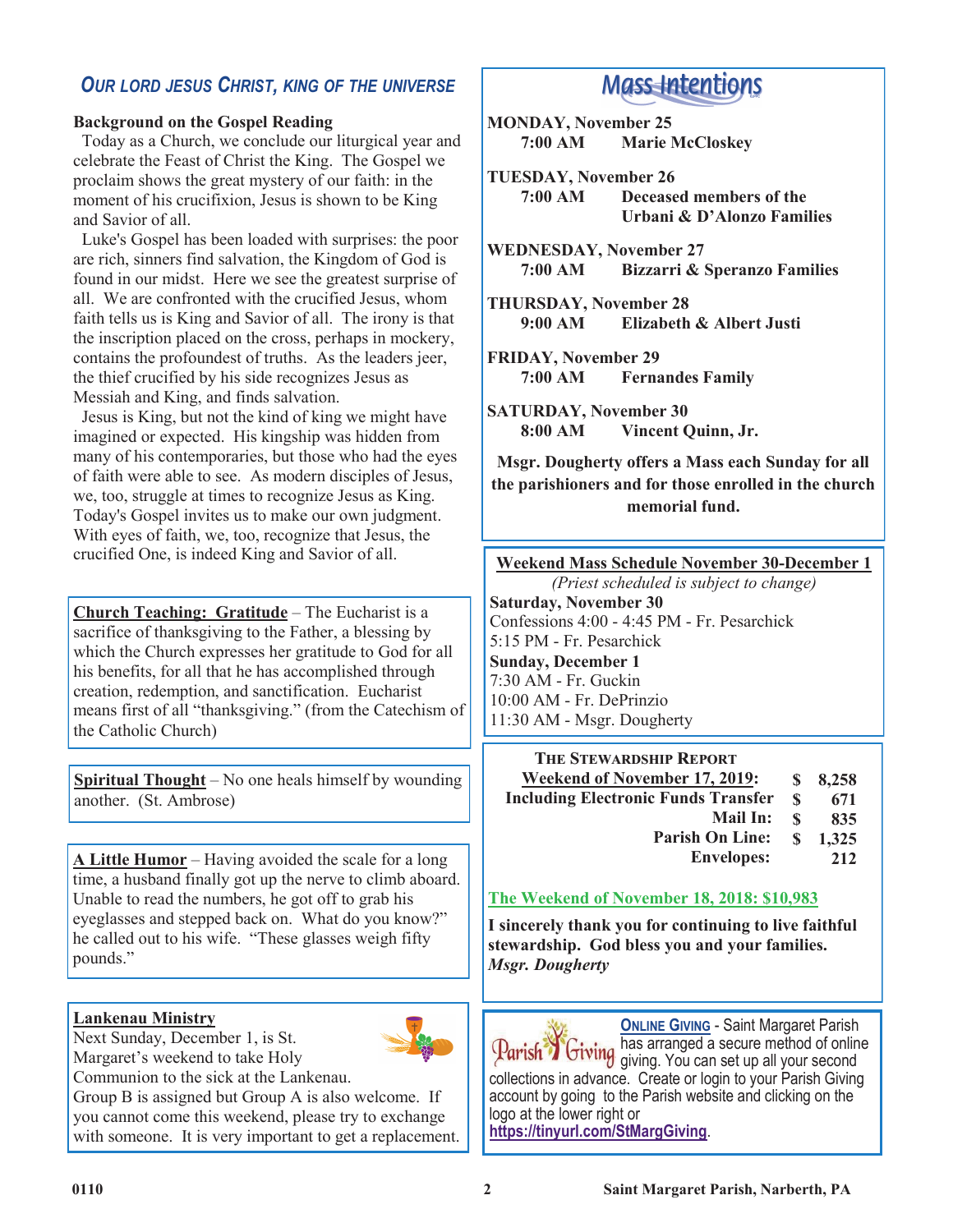## *OUR LORD JESUS CHRIST, KING OF THE UNIVERSE*

**Background on the Gospel Reading**

Today as a Church, we conclude our liturgical year and celebrate the Feast of Christ the King. The Gospel we proclaim shows the great mystery of our faith: in the moment of his crucifixion, Jesus is shown to be King and Savior of all.

Luke's Gospel has been loaded with surprises: the poor are rich, sinners find salvation, the Kingdom of God is found in our midst. Here we see the greatest surprise of all. We are confronted with the crucified Jesus, whom faith tells us is King and Savior of all. The irony is that the inscription placed on the cross, perhaps in mockery, contains the profoundest of truths. As the leaders jeer, the thief crucified by his side recognizes Jesus as Messiah and King, and finds salvation.

Jesus is King, but not the kind of king we might have imagined or expected. His kingship was hidden from many of his contemporaries, but those who had the eyes of faith were able to see. As modern disciples of Jesus, we, too, struggle at times to recognize Jesus as King. Today's Gospel invites us to make our own judgment. With eyes of faith, we, too, recognize that Jesus, the crucified One, is indeed King and Savior of all.

**Church Teaching: Gratitude** – The Eucharist is a sacrifice of thanksgiving to the Father, a blessing by which the Church expresses her gratitude to God for all his benefits, for all that he has accomplished through creation, redemption, and sanctification. Eucharist means first of all "thanksgiving." (from the Catechism of the Catholic Church)

**Spiritual Thought** – No one heals himself by wounding another. (St. Ambrose)

**A Little Humor** – Having avoided the scale for a long time, a husband finally got up the nerve to climb aboard. Unable to read the numbers, he got off to grab his eyeglasses and stepped back on. What do you know?" he called out to his wife. "These glasses weigh fifty pounds."

**Lankenau Ministry**

Next Sunday, December 1, is St. Margaret's weekend to take Holy Communion to the sick at the Lankenau. Group B is assigned but Group A is also welcome. If you cannot come this weekend, please try to exchange with someone. It is very important to get a replacement.

## Mass Intentions

**MONDAY, November 25**
**7:00 AM** — **Marie McCloskey**

**TUESDAY, November 26**
**7:00 AM** — **Deceased members of the Urbani & D'Alonzo Families**

**WEDNESDAY, November 27**
**7:00 AM** — **Bizzarri & Speranzo Families**

**THURSDAY, November 28**
**9:00 AM** — **Elizabeth & Albert Justi**

**FRIDAY, November 29**
**7:00 AM** — **Fernandes Family**

**SATURDAY, November 30**
**8:00 AM** — **Vincent Quinn, Jr.**

**Msgr. Dougherty offers a Mass each Sunday for all the parishioners and for those enrolled in the church memorial fund.**

**Weekend Mass Schedule November 30-December 1**

*(Priest scheduled is subject to change)*

**Saturday, November 30**
Confessions 4:00 - 4:45 PM - Fr. Pesarchick
5:15 PM - Fr. Pesarchick

**Sunday, December 1**
7:30 AM - Fr. Guckin
10:00 AM - Fr. DePrinzio
11:30 AM - Msgr. Dougherty

**THE STEWARDSHIP REPORT**

| | | |
|---|---|---|
| **Weekend of November 17, 2019:** | **$** | **8,258** |
| **Including Electronic Funds Transfer** | **$** | **671** |
| **Mail In:** | **$** | **835** |
| **Parish On Line:** | **$** | **1,325** |
| **Envelopes:** | | **212** |

**The Weekend of November 18, 2018: $10,983**

**I sincerely thank you for continuing to live faithful stewardship. God bless you and your families.**
***Msgr. Dougherty***

**ONLINE GIVING** - Saint Margaret Parish has arranged a secure method of online giving. You can set up all your second collections in advance. Create or login to your Parish Giving account by going to the Parish website and clicking on the logo at the lower right or **https://tinyurl.com/StMargGiving**.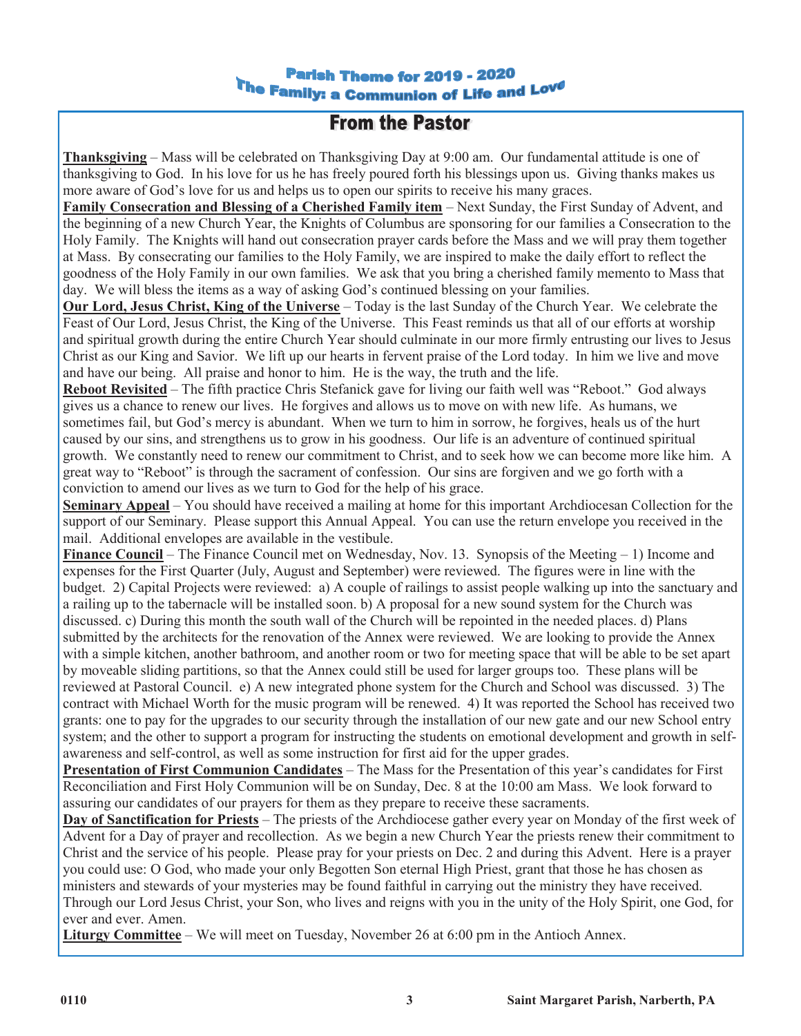Parish Theme for 2019 - 2020
The Family: a Communion of Life and Love

# From the Pastor

**Thanksgiving** – Mass will be celebrated on Thanksgiving Day at 9:00 am. Our fundamental attitude is one of thanksgiving to God. In his love for us he has freely poured forth his blessings upon us. Giving thanks makes us more aware of God's love for us and helps us to open our spirits to receive his many graces.

**Family Consecration and Blessing of a Cherished Family item** – Next Sunday, the First Sunday of Advent, and the beginning of a new Church Year, the Knights of Columbus are sponsoring for our families a Consecration to the Holy Family. The Knights will hand out consecration prayer cards before the Mass and we will pray them together at Mass. By consecrating our families to the Holy Family, we are inspired to make the daily effort to reflect the goodness of the Holy Family in our own families. We ask that you bring a cherished family memento to Mass that day. We will bless the items as a way of asking God's continued blessing on your families.

**Our Lord, Jesus Christ, King of the Universe** – Today is the last Sunday of the Church Year. We celebrate the Feast of Our Lord, Jesus Christ, the King of the Universe. This Feast reminds us that all of our efforts at worship and spiritual growth during the entire Church Year should culminate in our more firmly entrusting our lives to Jesus Christ as our King and Savior. We lift up our hearts in fervent praise of the Lord today. In him we live and move and have our being. All praise and honor to him. He is the way, the truth and the life.

**Reboot Revisited** – The fifth practice Chris Stefanick gave for living our faith well was "Reboot." God always gives us a chance to renew our lives. He forgives and allows us to move on with new life. As humans, we sometimes fail, but God's mercy is abundant. When we turn to him in sorrow, he forgives, heals us of the hurt caused by our sins, and strengthens us to grow in his goodness. Our life is an adventure of continued spiritual growth. We constantly need to renew our commitment to Christ, and to seek how we can become more like him. A great way to "Reboot" is through the sacrament of confession. Our sins are forgiven and we go forth with a conviction to amend our lives as we turn to God for the help of his grace.

**Seminary Appeal** – You should have received a mailing at home for this important Archdiocesan Collection for the support of our Seminary. Please support this Annual Appeal. You can use the return envelope you received in the mail. Additional envelopes are available in the vestibule.

**Finance Council** – The Finance Council met on Wednesday, Nov. 13. Synopsis of the Meeting – 1) Income and expenses for the First Quarter (July, August and September) were reviewed. The figures were in line with the budget. 2) Capital Projects were reviewed: a) A couple of railings to assist people walking up into the sanctuary and a railing up to the tabernacle will be installed soon. b) A proposal for a new sound system for the Church was discussed. c) During this month the south wall of the Church will be repointed in the needed places. d) Plans submitted by the architects for the renovation of the Annex were reviewed. We are looking to provide the Annex with a simple kitchen, another bathroom, and another room or two for meeting space that will be able to be set apart by moveable sliding partitions, so that the Annex could still be used for larger groups too. These plans will be reviewed at Pastoral Council. e) A new integrated phone system for the Church and School was discussed. 3) The contract with Michael Worth for the music program will be renewed. 4) It was reported the School has received two grants: one to pay for the upgrades to our security through the installation of our new gate and our new School entry system; and the other to support a program for instructing the students on emotional development and growth in self-awareness and self-control, as well as some instruction for first aid for the upper grades.

**Presentation of First Communion Candidates** – The Mass for the Presentation of this year's candidates for First Reconciliation and First Holy Communion will be on Sunday, Dec. 8 at the 10:00 am Mass. We look forward to assuring our candidates of our prayers for them as they prepare to receive these sacraments.

**Day of Sanctification for Priests** – The priests of the Archdiocese gather every year on Monday of the first week of Advent for a Day of prayer and recollection. As we begin a new Church Year the priests renew their commitment to Christ and the service of his people. Please pray for your priests on Dec. 2 and during this Advent. Here is a prayer you could use: O God, who made your only Begotten Son eternal High Priest, grant that those he has chosen as ministers and stewards of your mysteries may be found faithful in carrying out the ministry they have received. Through our Lord Jesus Christ, your Son, who lives and reigns with you in the unity of the Holy Spirit, one God, for ever and ever. Amen.

**Liturgy Committee** – We will meet on Tuesday, November 26 at 6:00 pm in the Antioch Annex.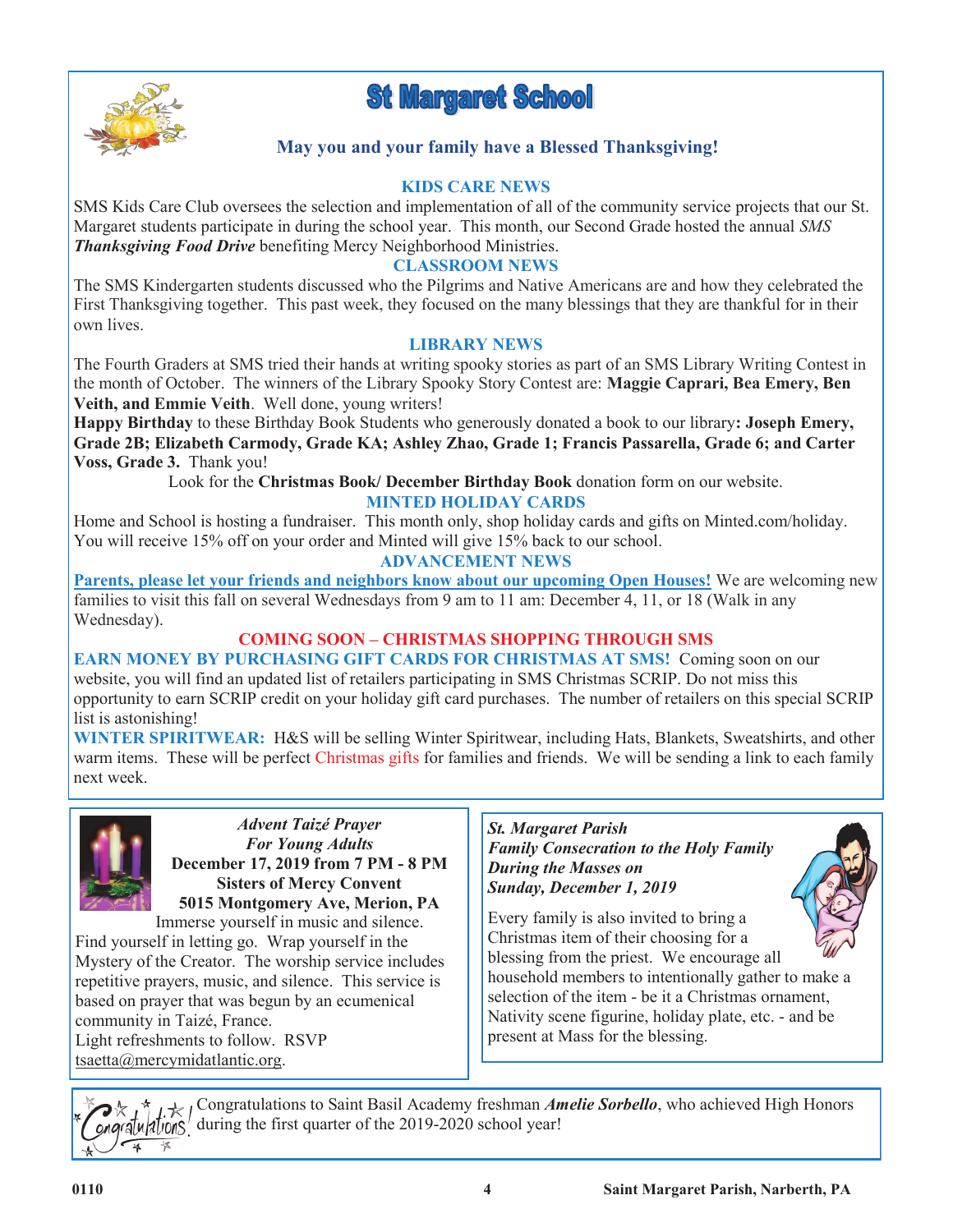# St Margaret School

**May you and your family have a Blessed Thanksgiving!**

## KIDS CARE NEWS

SMS Kids Care Club oversees the selection and implementation of all of the community service projects that our St. Margaret students participate in during the school year. This month, our Second Grade hosted the annual *SMS* ***Thanksgiving Food Drive*** benefiting Mercy Neighborhood Ministries.

## CLASSROOM NEWS

The SMS Kindergarten students discussed who the Pilgrims and Native Americans are and how they celebrated the First Thanksgiving together. This past week, they focused on the many blessings that they are thankful for in their own lives.

## LIBRARY NEWS

The Fourth Graders at SMS tried their hands at writing spooky stories as part of an SMS Library Writing Contest in the month of October. The winners of the Library Spooky Story Contest are: **Maggie Caprari, Bea Emery, Ben Veith, and Emmie Veith**. Well done, young writers!

**Happy Birthday** to these Birthday Book Students who generously donated a book to our library**: Joseph Emery, Grade 2B; Elizabeth Carmody, Grade KA; Ashley Zhao, Grade 1; Francis Passarella, Grade 6; and Carter Voss, Grade 3.** Thank you!

Look for the **Christmas Book/ December Birthday Book** donation form on our website.

## MINTED HOLIDAY CARDS

Home and School is hosting a fundraiser. This month only, shop holiday cards and gifts on Minted.com/holiday. You will receive 15% off on your order and Minted will give 15% back to our school.

## ADVANCEMENT NEWS

**Parents, please let your friends and neighbors know about our upcoming Open Houses!** We are welcoming new families to visit this fall on several Wednesdays from 9 am to 11 am: December 4, 11, or 18 (Walk in any Wednesday).

## COMING SOON – CHRISTMAS SHOPPING THROUGH SMS

**EARN MONEY BY PURCHASING GIFT CARDS FOR CHRISTMAS AT SMS!** Coming soon on our website, you will find an updated list of retailers participating in SMS Christmas SCRIP. Do not miss this opportunity to earn SCRIP credit on your holiday gift card purchases. The number of retailers on this special SCRIP list is astonishing!

**WINTER SPIRITWEAR:** H&S will be selling Winter Spiritwear, including Hats, Blankets, Sweatshirts, and other warm items. These will be perfect Christmas gifts for families and friends. We will be sending a link to each family next week.

---

*Advent Taizé Prayer*
*For Young Adults*
**December 17, 2019 from 7 PM - 8 PM**
**Sisters of Mercy Convent**
**5015 Montgomery Ave, Merion, PA**

Immerse yourself in music and silence. Find yourself in letting go. Wrap yourself in the Mystery of the Creator. The worship service includes repetitive prayers, music, and silence. This service is based on prayer that was begun by an ecumenical community in Taizé, France.

Light refreshments to follow. RSVP tsaetta@mercymidatlantic.org.

---

***St. Margaret Parish***
***Family Consecration to the Holy Family***
***During the Masses on***
***Sunday, December 1, 2019***

Every family is also invited to bring a Christmas item of their choosing for a blessing from the priest. We encourage all household members to intentionally gather to make a selection of the item - be it a Christmas ornament, Nativity scene figurine, holiday plate, etc. - and be present at Mass for the blessing.

---

Congratulations to Saint Basil Academy freshman ***Amelie Sorbello***, who achieved High Honors during the first quarter of the 2019-2020 school year!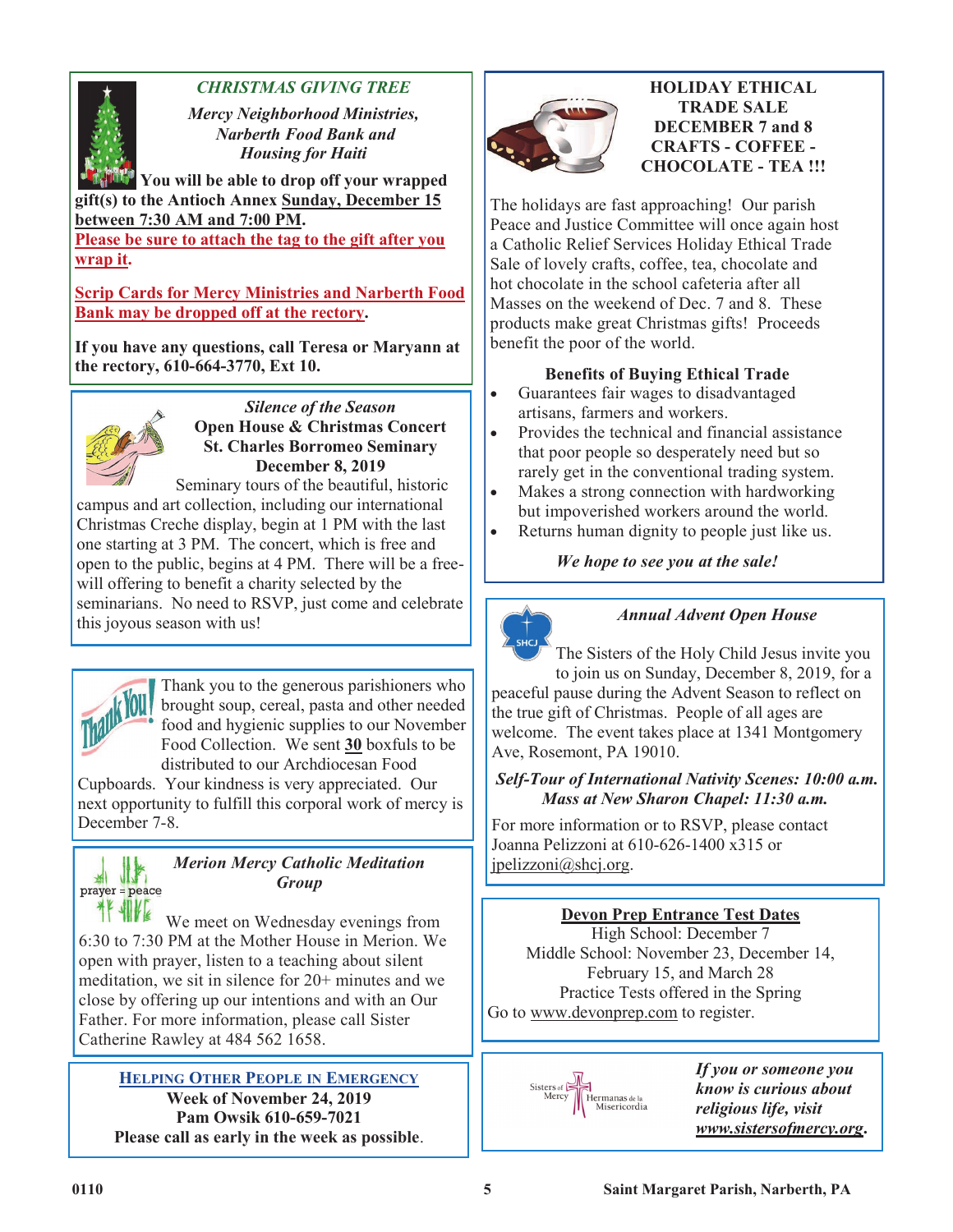## *CHRISTMAS GIVING TREE*

***Mercy Neighborhood Ministries, Narberth Food Bank and Housing for Haiti***

**You will be able to drop off your wrapped gift(s) to the Antioch Annex Sunday, December 15 between 7:30 AM and 7:00 PM.**

**Please be sure to attach the tag to the gift after you wrap it.**

**Scrip Cards for Mercy Ministries and Narberth Food Bank may be dropped off at the rectory.**

**If you have any questions, call Teresa or Maryann at the rectory, 610-664-3770, Ext 10.**

## *Silence of the Season*

**Open House & Christmas Concert**
**St. Charles Borromeo Seminary**
**December 8, 2019**

Seminary tours of the beautiful, historic campus and art collection, including our international Christmas Creche display, begin at 1 PM with the last one starting at 3 PM. The concert, which is free and open to the public, begins at 4 PM. There will be a free-will offering to benefit a charity selected by the seminarians. No need to RSVP, just come and celebrate this joyous season with us!

Thank you to the generous parishioners who brought soup, cereal, pasta and other needed food and hygienic supplies to our November Food Collection. We sent **30** boxfuls to be distributed to our Archdiocesan Food Cupboards. Your kindness is very appreciated. Our next opportunity to fulfill this corporal work of mercy is December 7-8.

## *Merion Mercy Catholic Meditation Group*

We meet on Wednesday evenings from 6:30 to 7:30 PM at the Mother House in Merion. We open with prayer, listen to a teaching about silent meditation, we sit in silence for 20+ minutes and we close by offering up our intentions and with an Our Father. For more information, please call Sister Catherine Rawley at 484 562 1658.

## HELPING OTHER PEOPLE IN EMERGENCY

**Week of November 24, 2019**
**Pam Owsik 610-659-7021**
**Please call as early in the week as possible**.

## HOLIDAY ETHICAL TRADE SALE DECEMBER 7 and 8 CRAFTS - COFFEE - CHOCOLATE - TEA !!!

The holidays are fast approaching! Our parish Peace and Justice Committee will once again host a Catholic Relief Services Holiday Ethical Trade Sale of lovely crafts, coffee, tea, chocolate and hot chocolate in the school cafeteria after all Masses on the weekend of Dec. 7 and 8. These products make great Christmas gifts! Proceeds benefit the poor of the world.

**Benefits of Buying Ethical Trade**

- Guarantees fair wages to disadvantaged artisans, farmers and workers.
- Provides the technical and financial assistance that poor people so desperately need but so rarely get in the conventional trading system.
- Makes a strong connection with hardworking but impoverished workers around the world.
- Returns human dignity to people just like us.

***We hope to see you at the sale!***

## *Annual Advent Open House*

The Sisters of the Holy Child Jesus invite you to join us on Sunday, December 8, 2019, for a peaceful pause during the Advent Season to reflect on the true gift of Christmas. People of all ages are welcome. The event takes place at 1341 Montgomery Ave, Rosemont, PA 19010.

***Self-Tour of International Nativity Scenes: 10:00 a.m.***
***Mass at New Sharon Chapel: 11:30 a.m.***

For more information or to RSVP, please contact Joanna Pelizzoni at 610-626-1400 x315 or jpelizzoni@shcj.org.

## Devon Prep Entrance Test Dates

High School: December 7
Middle School: November 23, December 14, February 15, and March 28
Practice Tests offered in the Spring
Go to www.devonprep.com to register.

Sisters of Mercy | Hermanas de la Misericordia

***If you or someone you know is curious about religious life, visit www.sistersofmercy.org.***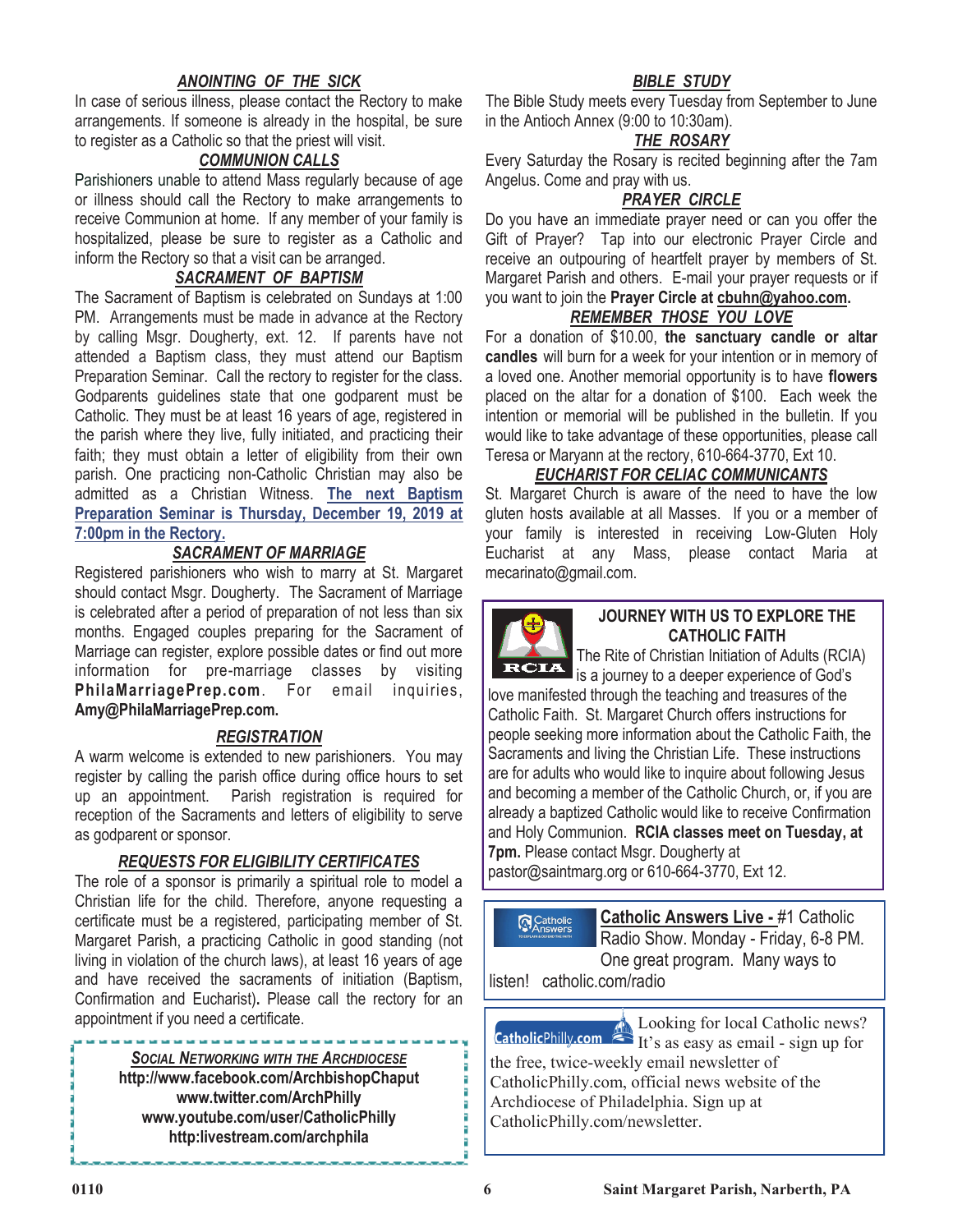## *ANOINTING OF THE SICK*

In case of serious illness, please contact the Rectory to make arrangements. If someone is already in the hospital, be sure to register as a Catholic so that the priest will visit.

## *COMMUNION CALLS*

Parishioners unable to attend Mass regularly because of age or illness should call the Rectory to make arrangements to receive Communion at home. If any member of your family is hospitalized, please be sure to register as a Catholic and inform the Rectory so that a visit can be arranged.

## *SACRAMENT OF BAPTISM*

The Sacrament of Baptism is celebrated on Sundays at 1:00 PM. Arrangements must be made in advance at the Rectory by calling Msgr. Dougherty, ext. 12. If parents have not attended a Baptism class, they must attend our Baptism Preparation Seminar. Call the rectory to register for the class. Godparents guidelines state that one godparent must be Catholic. They must be at least 16 years of age, registered in the parish where they live, fully initiated, and practicing their faith; they must obtain a letter of eligibility from their own parish. One practicing non-Catholic Christian may also be admitted as a Christian Witness. **The next Baptism Preparation Seminar is Thursday, December 19, 2019 at 7:00pm in the Rectory.**

## *SACRAMENT OF MARRIAGE*

Registered parishioners who wish to marry at St. Margaret should contact Msgr. Dougherty. The Sacrament of Marriage is celebrated after a period of preparation of not less than six months. Engaged couples preparing for the Sacrament of Marriage can register, explore possible dates or find out more information for pre-marriage classes by visiting **PhilaMarriagePrep.com**. For email inquiries, **Amy@PhilaMarriagePrep.com.**

## *REGISTRATION*

A warm welcome is extended to new parishioners. You may register by calling the parish office during office hours to set up an appointment. Parish registration is required for reception of the Sacraments and letters of eligibility to serve as godparent or sponsor.

## *REQUESTS FOR ELIGIBILITY CERTIFICATES*

The role of a sponsor is primarily a spiritual role to model a Christian life for the child. Therefore, anyone requesting a certificate must be a registered, participating member of St. Margaret Parish, a practicing Catholic in good standing (not living in violation of the church laws), at least 16 years of age and have received the sacraments of initiation (Baptism, Confirmation and Eucharist). Please call the rectory for an appointment if you need a certificate.

### *SOCIAL NETWORKING WITH THE ARCHDIOCESE*

**http://www.facebook.com/ArchbishopChaput**
**www.twitter.com/ArchPhilly**
**www.youtube.com/user/CatholicPhilly**
**http:livestream.com/archphila**

## *BIBLE STUDY*

The Bible Study meets every Tuesday from September to June in the Antioch Annex (9:00 to 10:30am).

## *THE ROSARY*

Every Saturday the Rosary is recited beginning after the 7am Angelus. Come and pray with us.

## *PRAYER CIRCLE*

Do you have an immediate prayer need or can you offer the Gift of Prayer? Tap into our electronic Prayer Circle and receive an outpouring of heartfelt prayer by members of St. Margaret Parish and others. E-mail your prayer requests or if you want to join the **Prayer Circle at cbuhn@yahoo.com.**

## *REMEMBER THOSE YOU LOVE*

For a donation of $10.00, **the sanctuary candle or altar candles** will burn for a week for your intention or in memory of a loved one. Another memorial opportunity is to have **flowers** placed on the altar for a donation of $100. Each week the intention or memorial will be published in the bulletin. If you would like to take advantage of these opportunities, please call Teresa or Maryann at the rectory, 610-664-3770, Ext 10.

## *EUCHARIST FOR CELIAC COMMUNICANTS*

St. Margaret Church is aware of the need to have the low gluten hosts available at all Masses. If you or a member of your family is interested in receiving Low-Gluten Holy Eucharist at any Mass, please contact Maria at mecarinato@gmail.com.

### JOURNEY WITH US TO EXPLORE THE CATHOLIC FAITH

RCIA

The Rite of Christian Initiation of Adults (RCIA) is a journey to a deeper experience of God's love manifested through the teaching and treasures of the Catholic Faith. St. Margaret Church offers instructions for people seeking more information about the Catholic Faith, the Sacraments and living the Christian Life. These instructions are for adults who would like to inquire about following Jesus and becoming a member of the Catholic Church, or, if you are already a baptized Catholic would like to receive Confirmation and Holy Communion. **RCIA classes meet on Tuesday, at 7pm.** Please contact Msgr. Dougherty at pastor@saintmarg.org or 610-664-3770, Ext 12.

Catholic Answers

**Catholic Answers Live -** #1 Catholic Radio Show. Monday - Friday, 6-8 PM. One great program. Many ways to listen! catholic.com/radio

CatholicPhilly.com

Looking for local Catholic news? It's as easy as email - sign up for the free, twice-weekly email newsletter of CatholicPhilly.com, official news website of the Archdiocese of Philadelphia. Sign up at CatholicPhilly.com/newsletter.